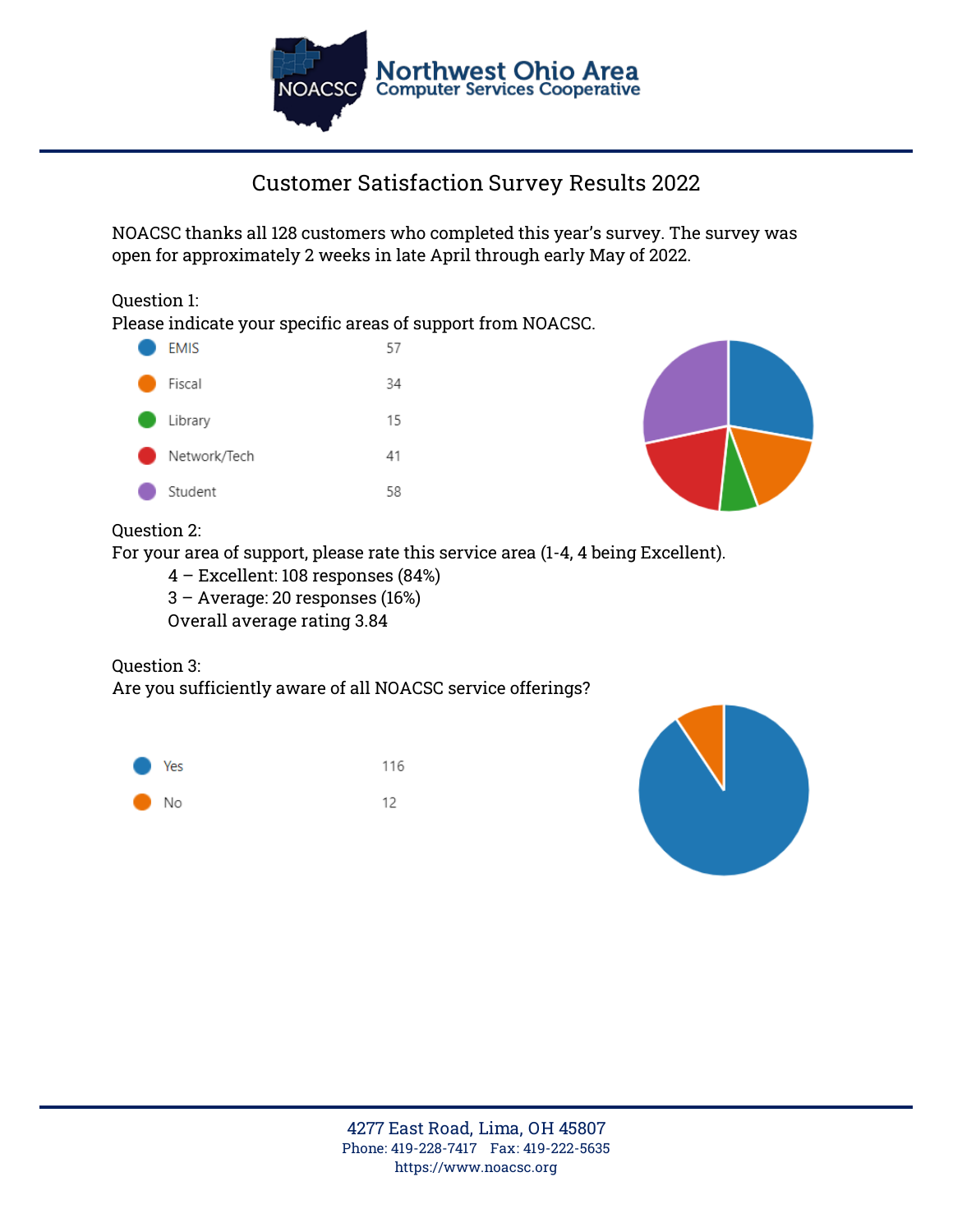Northwest Ohio Area Computer Services Cooperative

# Customer Satisfaction Survey Results 2022

NOACSC thanks all 128 customers who completed this year's survey. The survey was open for approximately 2 weeks in late April through early May of 2022.

Question 1:
Please indicate your specific areas of support from NOACSC.

| Area | Count |
|---|---|
| EMIS | 57 |
| Fiscal | 34 |
| Library | 15 |
| Network/Tech | 41 |
| Student | 58 |

Question 2:
For your area of support, please rate this service area (1-4, 4 being Excellent).

- 4 – Excellent: 108 responses (84%)
- 3 – Average: 20 responses (16%)
- Overall average rating 3.84

Question 3:
Are you sufficiently aware of all NOACSC service offerings?

| Response | Count |
|---|---|
| Yes | 116 |
| No | 12 |

4277 East Road, Lima, OH 45807
Phone: 419-228-7417 Fax: 419-222-5635
https://www.noacsc.org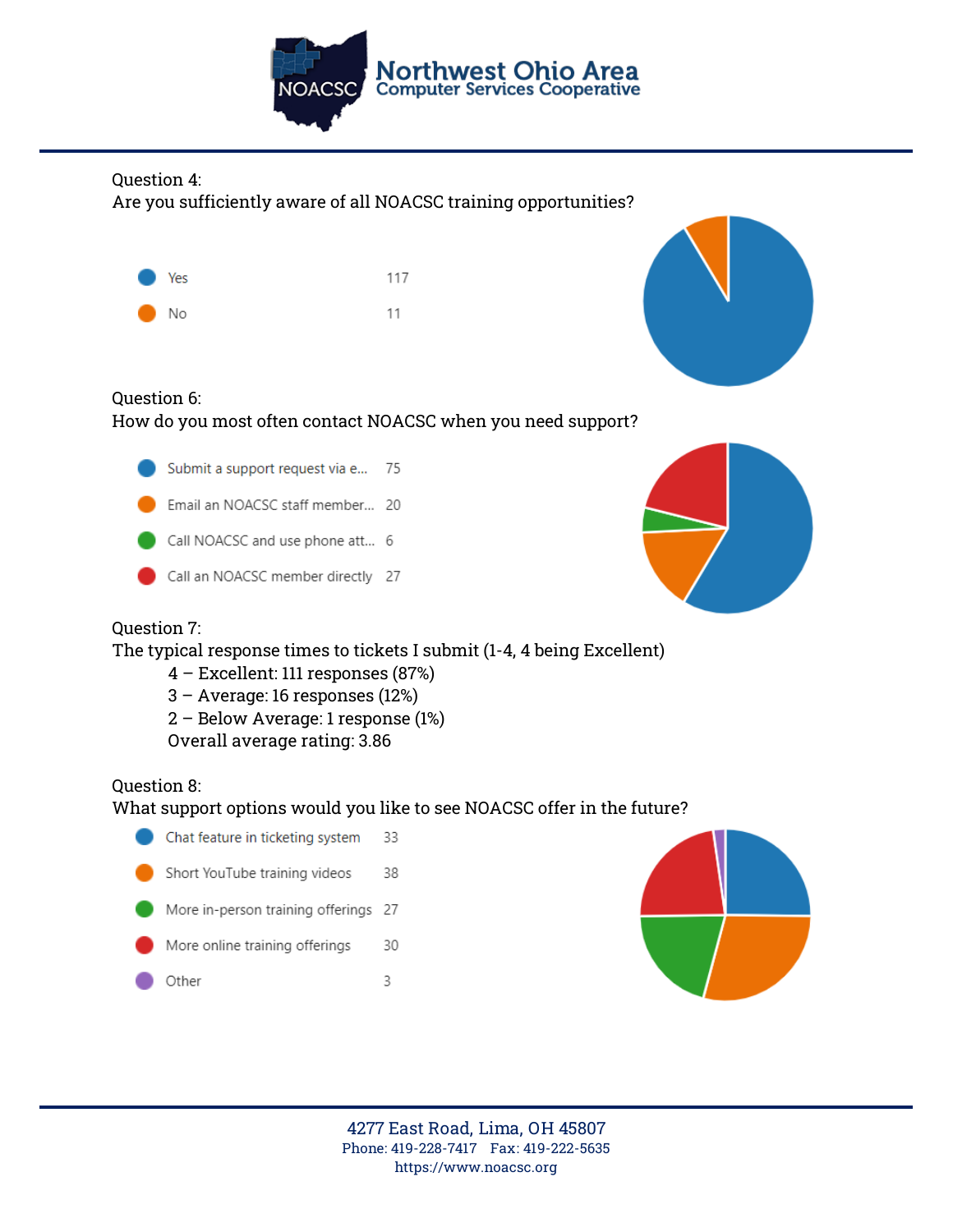Question 4:
Are you sufficiently aware of all NOACSC training opportunities?

| Response | Count |
|---|---|
| Yes | 117 |
| No | 11 |

Question 6:
How do you most often contact NOACSC when you need support?

| Response | Count |
|---|---|
| Submit a support request via e... | 75 |
| Email an NOACSC staff member... | 20 |
| Call NOACSC and use phone att... | 6 |
| Call an NOACSC member directly | 27 |

Question 7:
The typical response times to tickets I submit (1-4, 4 being Excellent)

- 4 – Excellent: 111 responses (87%)
- 3 – Average: 16 responses (12%)
- 2 – Below Average: 1 response (1%)
- Overall average rating: 3.86

Question 8:
What support options would you like to see NOACSC offer in the future?

| Response | Count |
|---|---|
| Chat feature in ticketing system | 33 |
| Short YouTube training videos | 38 |
| More in-person training offerings | 27 |
| More online training offerings | 30 |
| Other | 3 |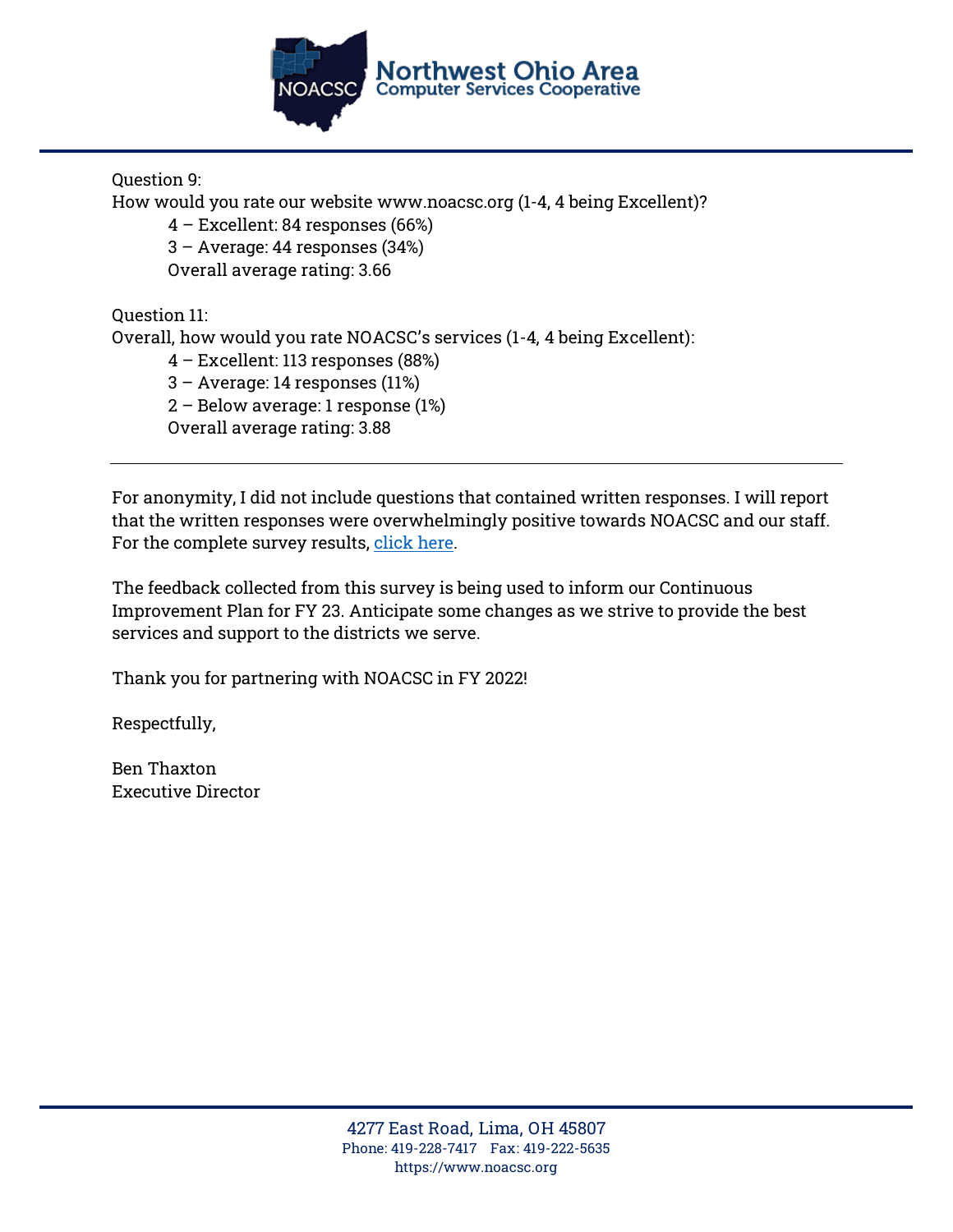Question 9:
How would you rate our website www.noacsc.org (1-4, 4 being Excellent)?

- 4 – Excellent: 84 responses (66%)
- 3 – Average: 44 responses (34%)
- Overall average rating: 3.66

Question 11:
Overall, how would you rate NOACSC's services (1-4, 4 being Excellent):

- 4 – Excellent: 113 responses (88%)
- 3 – Average: 14 responses (11%)
- 2 – Below average: 1 response (1%)
- Overall average rating: 3.88

---

For anonymity, I did not include questions that contained written responses. I will report that the written responses were overwhelmingly positive towards NOACSC and our staff. For the complete survey results, click here.

The feedback collected from this survey is being used to inform our Continuous Improvement Plan for FY 23. Anticipate some changes as we strive to provide the best services and support to the districts we serve.

Thank you for partnering with NOACSC in FY 2022!

Respectfully,

Ben Thaxton
Executive Director